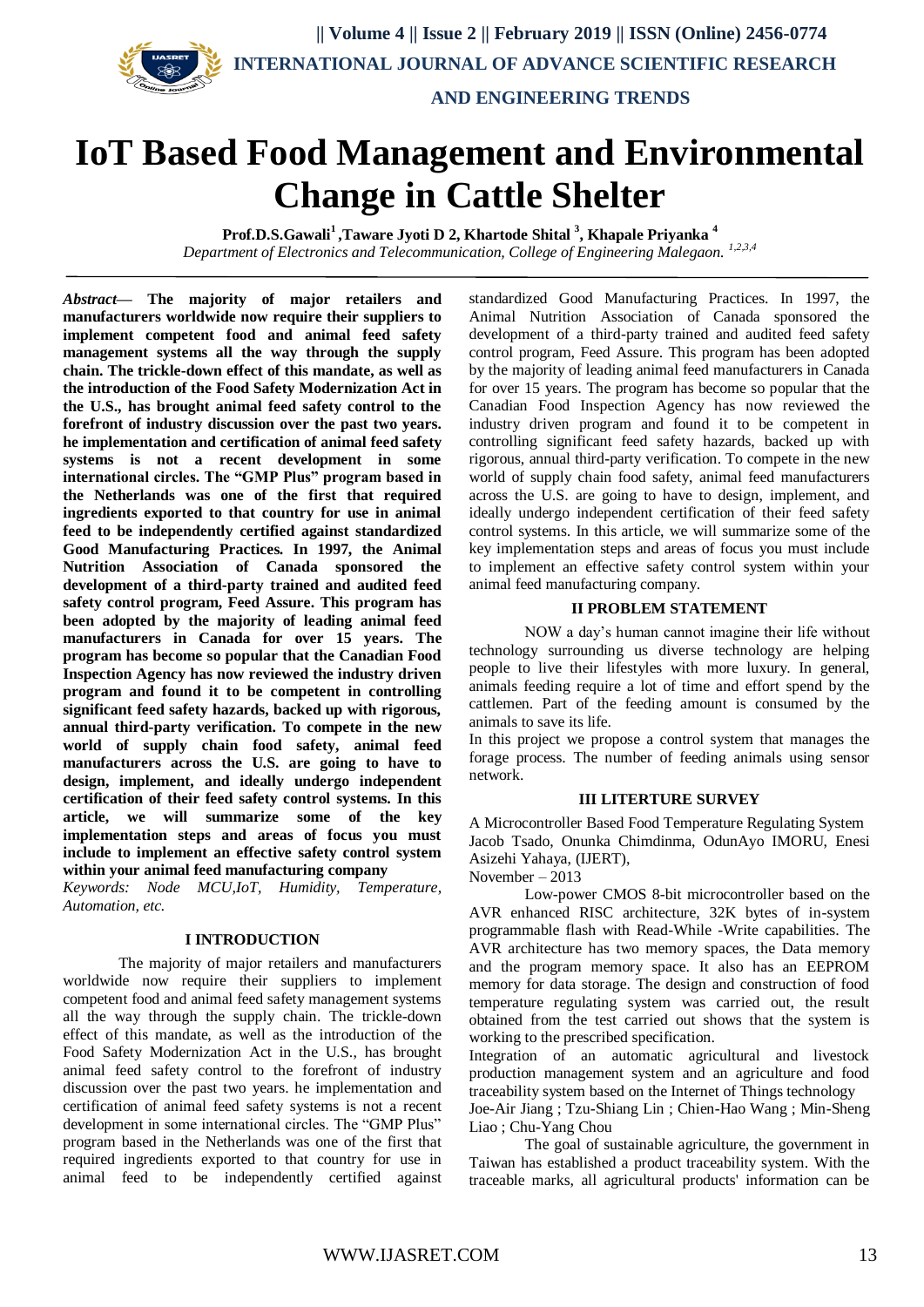# IoT Based Food Management and Environmental Change in Cattle Shelter

**Prof.D.S.Gawali[1] ,Taware Jyoti D 2, Khartode Shital [3], Khapale Priyanka [4]**

*Department of Electronics and Telecommunication, College of Engineering Malegaon. [1,2,3,4]*

***Abstract*— The majority of major retailers and manufacturers worldwide now require their suppliers to implement competent food and animal feed safety management systems all the way through the supply chain. The trickle-down effect of this mandate, as well as the introduction of the Food Safety Modernization Act in the U.S., has brought animal feed safety control to the forefront of industry discussion over the past two years. he implementation and certification of animal feed safety systems is not a recent development in some international circles. The "GMP Plus" program based in the Netherlands was one of the first that required ingredients exported to that country for use in animal feed to be independently certified against standardized Good Manufacturing Practices. In 1997, the Animal Nutrition Association of Canada sponsored the development of a third-party trained and audited feed safety control program, Feed Assure. This program has been adopted by the majority of leading animal feed manufacturers in Canada for over 15 years. The program has become so popular that the Canadian Food Inspection Agency has now reviewed the industry driven program and found it to be competent in controlling significant feed safety hazards, backed up with rigorous, annual third-party verification. To compete in the new world of supply chain food safety, animal feed manufacturers across the U.S. are going to have to design, implement, and ideally undergo independent certification of their feed safety control systems. In this article, we will summarize some of the key implementation steps and areas of focus you must include to implement an effective safety control system within your animal feed manufacturing company**

*Keywords: Node MCU,IoT, Humidity, Temperature, Automation, etc.*

## I INTRODUCTION

The majority of major retailers and manufacturers worldwide now require their suppliers to implement competent food and animal feed safety management systems all the way through the supply chain. The trickle-down effect of this mandate, as well as the introduction of the Food Safety Modernization Act in the U.S., has brought animal feed safety control to the forefront of industry discussion over the past two years. he implementation and certification of animal feed safety systems is not a recent development in some international circles. The "GMP Plus" program based in the Netherlands was one of the first that required ingredients exported to that country for use in animal feed to be independently certified against standardized Good Manufacturing Practices. In 1997, the Animal Nutrition Association of Canada sponsored the development of a third-party trained and audited feed safety control program, Feed Assure. This program has been adopted by the majority of leading animal feed manufacturers in Canada for over 15 years. The program has become so popular that the Canadian Food Inspection Agency has now reviewed the industry driven program and found it to be competent in controlling significant feed safety hazards, backed up with rigorous, annual third-party verification. To compete in the new world of supply chain food safety, animal feed manufacturers across the U.S. are going to have to design, implement, and ideally undergo independent certification of their feed safety control systems. In this article, we will summarize some of the key implementation steps and areas of focus you must include to implement an effective safety control system within your animal feed manufacturing company.

## II PROBLEM STATEMENT

NOW a day's human cannot imagine their life without technology surrounding us diverse technology are helping people to live their lifestyles with more luxury. In general, animals feeding require a lot of time and effort spend by the cattlemen. Part of the feeding amount is consumed by the animals to save its life.

In this project we propose a control system that manages the forage process. The number of feeding animals using sensor network.

## III LITERTURE SURVEY

A Microcontroller Based Food Temperature Regulating System Jacob Tsado, Onunka Chimdinma, OdunAyo IMORU, Enesi Asizehi Yahaya, (IJERT), November – 2013

Low-power CMOS 8-bit microcontroller based on the AVR enhanced RISC architecture, 32K bytes of in-system programmable flash with Read-While -Write capabilities. The AVR architecture has two memory spaces, the Data memory and the program memory space. It also has an EEPROM memory for data storage. The design and construction of food temperature regulating system was carried out, the result obtained from the test carried out shows that the system is working to the prescribed specification.

Integration of an automatic agricultural and livestock production management system and an agriculture and food traceability system based on the Internet of Things technology Joe-Air Jiang ; Tzu-Shiang Lin ; Chien-Hao Wang ; Min-Sheng Liao ; Chu-Yang Chou

The goal of sustainable agriculture, the government in Taiwan has established a product traceability system. With the traceable marks, all agricultural products' information can be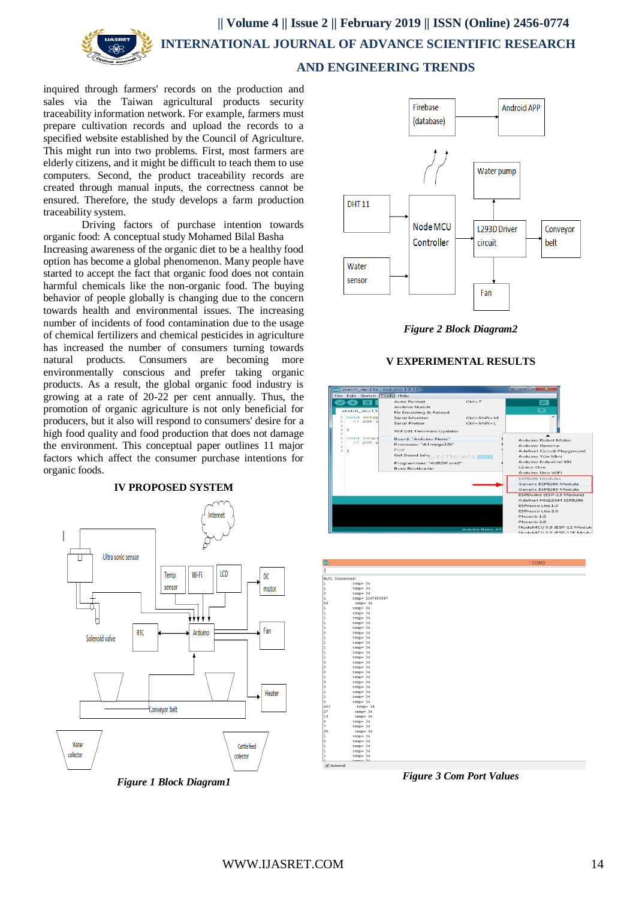inquired through farmers' records on the production and sales via the Taiwan agricultural products security traceability information network. For example, farmers must prepare cultivation records and upload the records to a specified website established by the Council of Agriculture. This might run into two problems. First, most farmers are elderly citizens, and it might be difficult to teach them to use computers. Second, the product traceability records are created through manual inputs, the correctness cannot be ensured. Therefore, the study develops a farm production traceability system.

Driving factors of purchase intention towards organic food: A conceptual study Mohamed Bilal Basha

Increasing awareness of the organic diet to be a healthy food option has become a global phenomenon. Many people have started to accept the fact that organic food does not contain harmful chemicals like the non-organic food. The buying behavior of people globally is changing due to the concern towards health and environmental issues. The increasing number of incidents of food contamination due to the usage of chemical fertilizers and chemical pesticides in agriculture has increased the number of consumers turning towards natural products. Consumers are becoming more environmentally conscious and prefer taking organic products. As a result, the global organic food industry is growing at a rate of 20-22 per cent annually. Thus, the promotion of organic agriculture is not only beneficial for producers, but it also will respond to consumers' desire for a high quality and food production that does not damage the environment. This conceptual paper outlines 11 major factors which affect the consumer purchase intentions for organic foods.

## IV PROPOSED SYSTEM

*Figure 1 Block Diagram1*

*Figure 2 Block Diagram2*

## V EXPERIMENTAL RESULTS

*Figure 3 Com Port Values*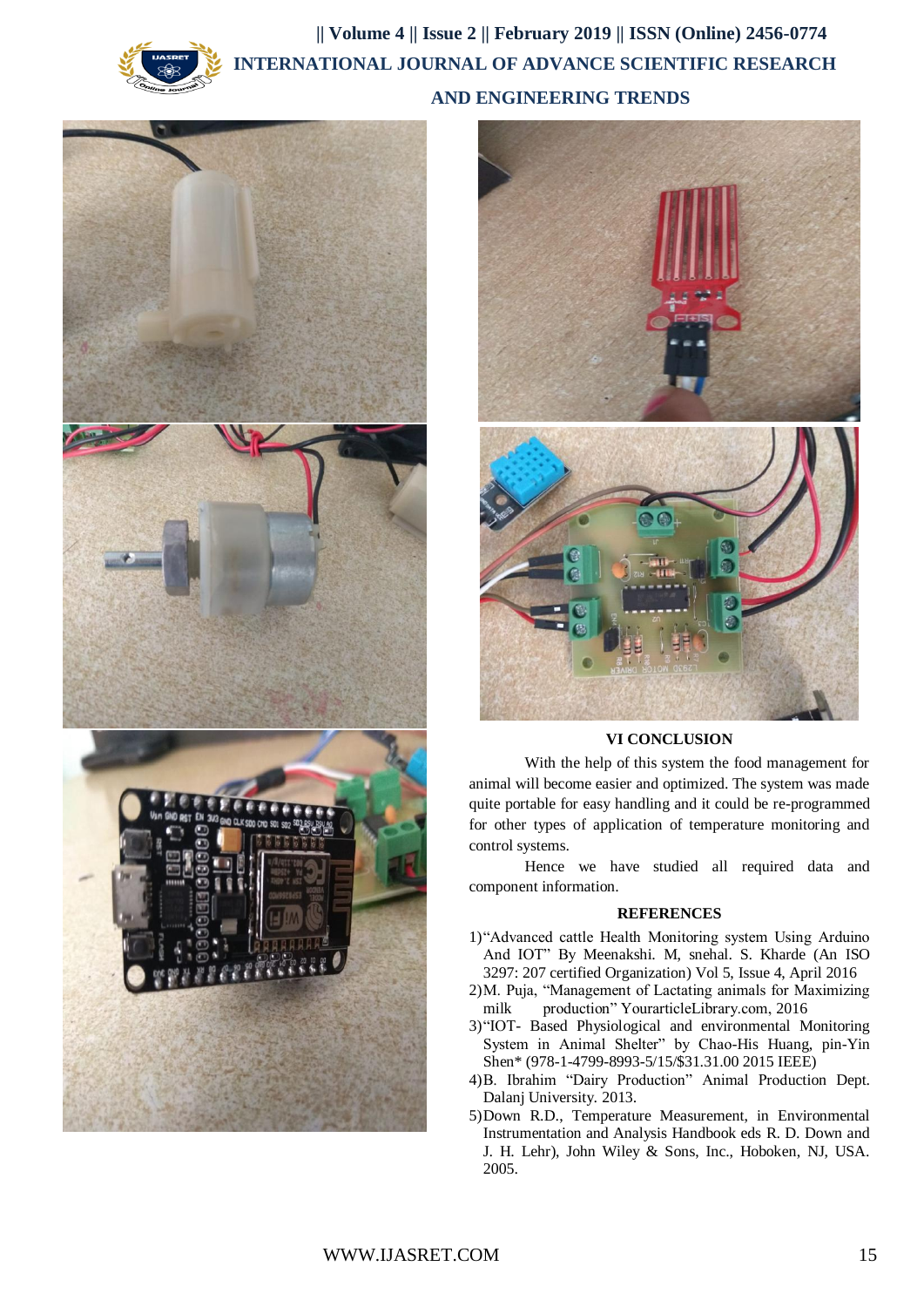## VI CONCLUSION

With the help of this system the food management for animal will become easier and optimized. The system was made quite portable for easy handling and it could be re-programmed for other types of application of temperature monitoring and control systems.

Hence we have studied all required data and component information.

## REFERENCES

1) "Advanced cattle Health Monitoring system Using Arduino And IOT" By Meenakshi. M, snehal. S. Kharde (An ISO 3297: 207 certified Organization) Vol 5, Issue 4, April 2016
2) M. Puja, "Management of Lactating animals for Maximizing milk production" YourarticleLibrary.com, 2016
3) "IOT- Based Physiological and environmental Monitoring System in Animal Shelter" by Chao-His Huang, pin-Yin Shen* (978-1-4799-8993-5/15/$31.31.00 2015 IEEE)
4) B. Ibrahim "Dairy Production" Animal Production Dept. Dalanj University. 2013.
5) Down R.D., Temperature Measurement, in Environmental Instrumentation and Analysis Handbook eds R. D. Down and J. H. Lehr), John Wiley & Sons, Inc., Hoboken, NJ, USA. 2005.